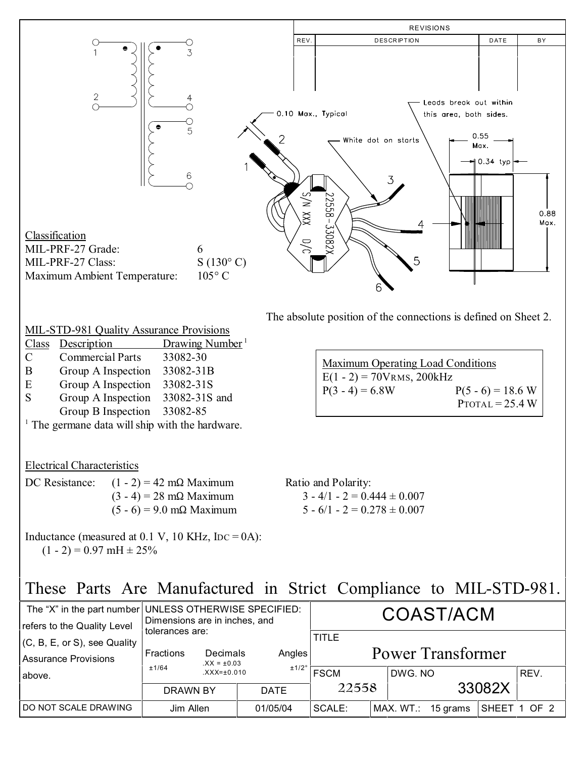| REVISIONS | | | |
|---|---|---|---|
| REV. | DESCRIPTION | DATE | BY |
| | | | |

0.10 Max., Typical

White dot on starts

Leads break out within this area, both sides.

0.55 Max.

0.34 typ

0.88 Max.

22558-33082X

S/N XXX D/C

The absolute position of the connections is defined on Sheet 2.

## Classification

| | |
|---|---|
| MIL-PRF-27 Grade: | 6 |
| MIL-PRF-27 Class: | S (130° C) |
| Maximum Ambient Temperature: | 105° C |

## MIL-STD-981 Quality Assurance Provisions

| Class | Description | Drawing Number [1] |
|---|---|---|
| C | Commercial Parts | 33082-30 |
| B | Group A Inspection | 33082-31B |
| E | Group A Inspection | 33082-31S |
| S | Group A Inspection | 33082-31S and |
| | Group B Inspection | 33082-85 |

[1] The germane data will ship with the hardware.

## Maximum Operating Load Conditions

E(1 - 2) = 70VRMS, 200kHz

P(3 - 4) = 6.8W P(5 - 6) = 18.6 W

PTOTAL = 25.4 W

## Electrical Characteristics

DC Resistance:

- (1 - 2) = 42 mΩ Maximum
- (3 - 4) = 28 mΩ Maximum
- (5 - 6) = 9.0 mΩ Maximum

Ratio and Polarity:

- 3 - 4/1 - 2 = 0.444 ± 0.007
- 5 - 6/1 - 2 = 0.278 ± 0.007

Inductance (measured at 0.1 V, 10 KHz, $I_{DC}$ = 0A):

(1 - 2) = 0.97 mH ± 25%

# These Parts Are Manufactured in Strict Compliance to MIL-STD-981.

| The "X" in the part number refers to the Quality Level (C, B, E, or S), see Quality Assurance Provisions above. | UNLESS OTHERWISE SPECIFIED: Dimensions are in inches, and tolerances are: Fractions ±1/64; Decimals .XX = ±0.03, .XXX=±0.010; Angles ±1/2° | | COAST/ACM | | | |
|---|---|---|---|---|---|---|
| | | | TITLE: Power Transformer | | | |
| | | | FSCM: 22558 | DWG. NO: 33082X | | REV. |
| | DRAWN BY | DATE | | | | |
| DO NOT SCALE DRAWING | Jim Allen | 01/05/04 | SCALE: | MAX. WT.: 15 grams | SHEET 1 OF 2 | |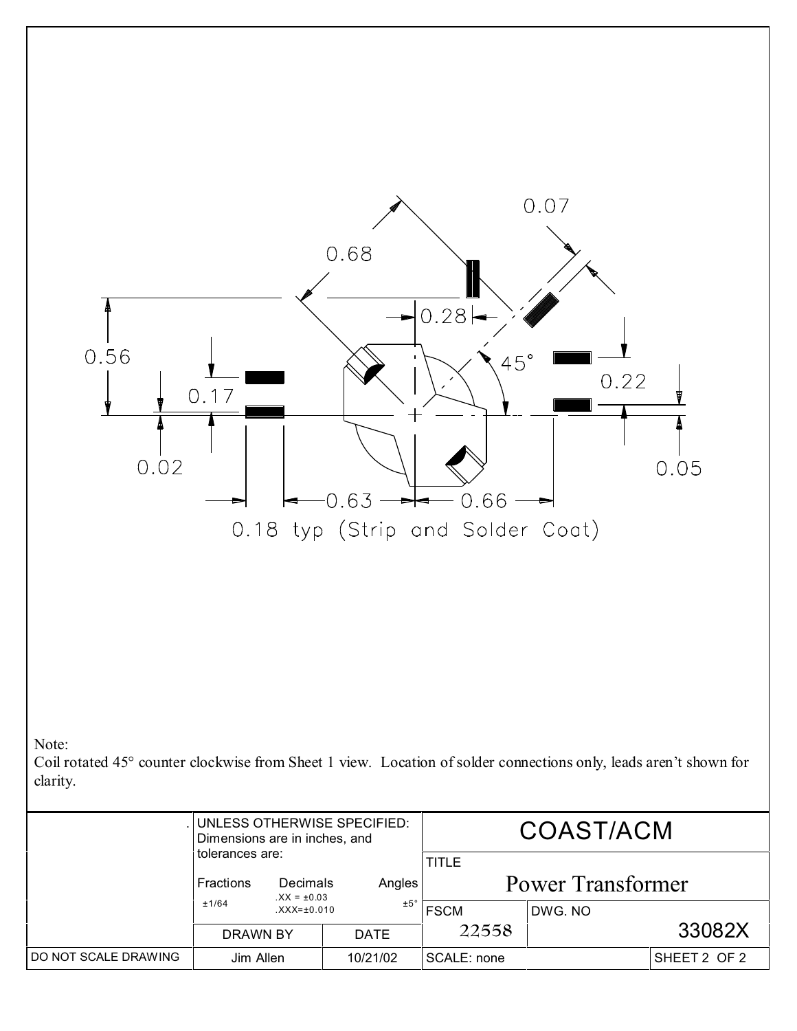0.68

0.07

0.56

0.28

45°

0.17

0.22

0.02

0.05

0.63

0.66

0.18 typ (Strip and Solder Coat)

Note:
Coil rotated 45° counter clockwise from Sheet 1 view. Location of solder connections only, leads aren't shown for clarity.

| | | | | | |
|---|---|---|---|---|---|
| | UNLESS OTHERWISE SPECIFIED: Dimensions are in inches, and tolerances are: | | COAST/ACM | | |
| | Fractions ±1/64 | Decimals .XX = ±0.03 .XXX=±0.010 | Angles ±5° | TITLE Power Transformer | |
| | DRAWN BY | DATE | FSCM 22558 | DWG. NO | 33082X |
| DO NOT SCALE DRAWING | Jim Allen | 10/21/02 | SCALE: none | | SHEET 2 OF 2 |